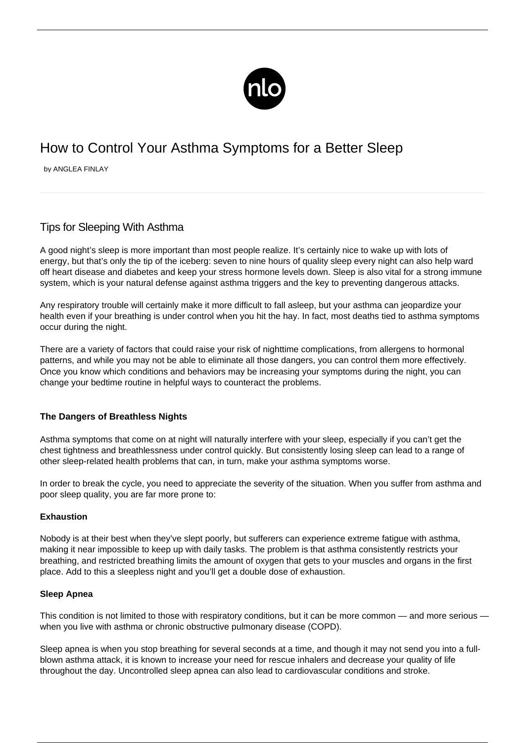# How to Control Your Asthma Symptoms for a Better Sleep

by ANGLEA FINLAY

## Tips for Sleeping With Asthma

A good night's sleep is more important than most people realize. It's certainly nice to wake up with lots of energy, but that's only the tip of the iceberg: seven to nine hours of quality sleep every night can also help ward off heart disease and diabetes and keep your stress hormone levels down. Sleep is also vital for a strong immune system, which is your natural defense against asthma triggers and the key to preventing dangerous attacks.

Any respiratory trouble will certainly make it more difficult to fall asleep, but your asthma can jeopardize your health even if your breathing is under control when you hit the hay. In fact, most deaths tied to asthma symptoms occur during the night.

There are a variety of factors that could raise your risk of nighttime complications, from allergens to hormonal patterns, and while you may not be able to eliminate all those dangers, you can control them more effectively. Once you know which conditions and behaviors may be increasing your symptoms during the night, you can change your bedtime routine in helpful ways to counteract the problems.

### The Dangers of Breathless Nights

Asthma symptoms that come on at night will naturally interfere with your sleep, especially if you can't get the chest tightness and breathlessness under control quickly. But consistently losing sleep can lead to a range of other sleep-related health problems that can, in turn, make your asthma symptoms worse.

In order to break the cycle, you need to appreciate the severity of the situation. When you suffer from asthma and poor sleep quality, you are far more prone to:

#### Exhaustion

Nobody is at their best when they've slept poorly, but sufferers can experience extreme fatigue with asthma, making it near impossible to keep up with daily tasks. The problem is that asthma consistently restricts your breathing, and restricted breathing limits the amount of oxygen that gets to your muscles and organs in the first place. Add to this a sleepless night and you'll get a double dose of exhaustion.

#### Sleep Apnea

This condition is not limited to those with respiratory conditions, but it can be more common — and more serious — when you live with asthma or chronic obstructive pulmonary disease (COPD).

Sleep apnea is when you stop breathing for several seconds at a time, and though it may not send you into a full-blown asthma attack, it is known to increase your need for rescue inhalers and decrease your quality of life throughout the day. Uncontrolled sleep apnea can also lead to cardiovascular conditions and stroke.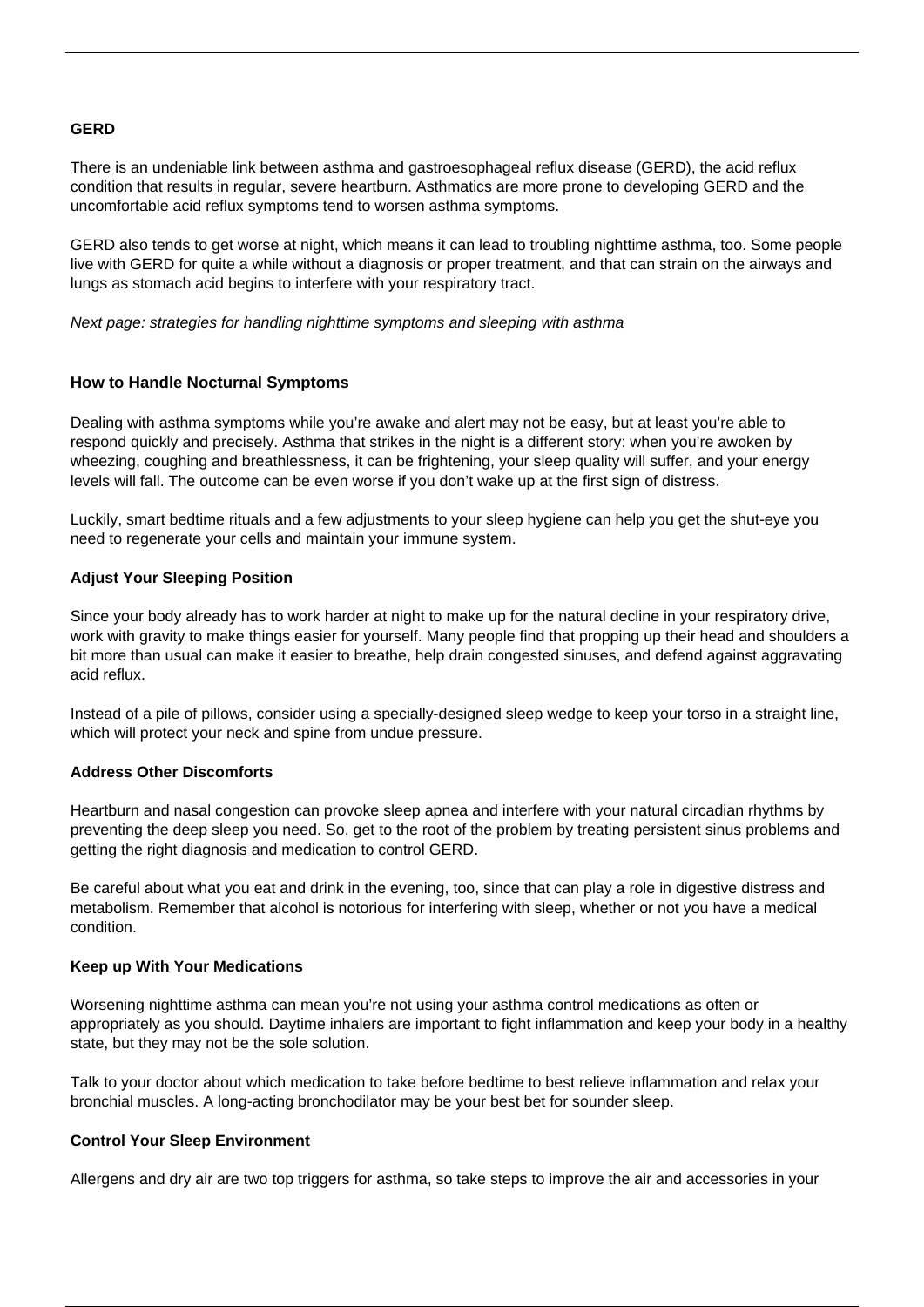**GERD**

There is an undeniable link between asthma and gastroesophageal reflux disease (GERD), the acid reflux condition that results in regular, severe heartburn. Asthmatics are more prone to developing GERD and the uncomfortable acid reflux symptoms tend to worsen asthma symptoms.

GERD also tends to get worse at night, which means it can lead to troubling nighttime asthma, too. Some people live with GERD for quite a while without a diagnosis or proper treatment, and that can strain on the airways and lungs as stomach acid begins to interfere with your respiratory tract.

*Next page: strategies for handling nighttime symptoms and sleeping with asthma*

**How to Handle Nocturnal Symptoms**

Dealing with asthma symptoms while you're awake and alert may not be easy, but at least you're able to respond quickly and precisely. Asthma that strikes in the night is a different story: when you're awoken by wheezing, coughing and breathlessness, it can be frightening, your sleep quality will suffer, and your energy levels will fall. The outcome can be even worse if you don't wake up at the first sign of distress.

Luckily, smart bedtime rituals and a few adjustments to your sleep hygiene can help you get the shut-eye you need to regenerate your cells and maintain your immune system.

**Adjust Your Sleeping Position**

Since your body already has to work harder at night to make up for the natural decline in your respiratory drive, work with gravity to make things easier for yourself. Many people find that propping up their head and shoulders a bit more than usual can make it easier to breathe, help drain congested sinuses, and defend against aggravating acid reflux.

Instead of a pile of pillows, consider using a specially-designed sleep wedge to keep your torso in a straight line, which will protect your neck and spine from undue pressure.

**Address Other Discomforts**

Heartburn and nasal congestion can provoke sleep apnea and interfere with your natural circadian rhythms by preventing the deep sleep you need. So, get to the root of the problem by treating persistent sinus problems and getting the right diagnosis and medication to control GERD.

Be careful about what you eat and drink in the evening, too, since that can play a role in digestive distress and metabolism. Remember that alcohol is notorious for interfering with sleep, whether or not you have a medical condition.

**Keep up With Your Medications**

Worsening nighttime asthma can mean you're not using your asthma control medications as often or appropriately as you should. Daytime inhalers are important to fight inflammation and keep your body in a healthy state, but they may not be the sole solution.

Talk to your doctor about which medication to take before bedtime to best relieve inflammation and relax your bronchial muscles. A long-acting bronchodilator may be your best bet for sounder sleep.

**Control Your Sleep Environment**

Allergens and dry air are two top triggers for asthma, so take steps to improve the air and accessories in your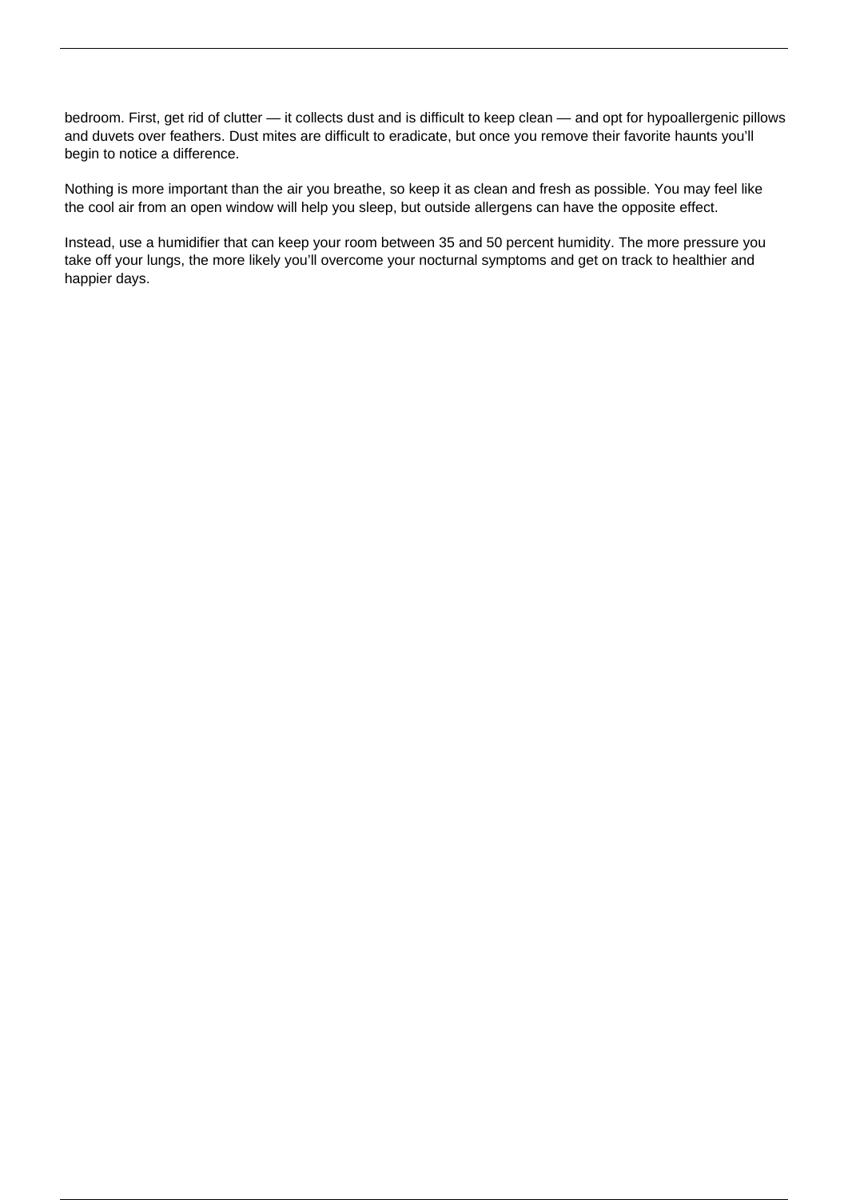bedroom. First, get rid of clutter — it collects dust and is difficult to keep clean — and opt for hypoallergenic pillows and duvets over feathers. Dust mites are difficult to eradicate, but once you remove their favorite haunts you'll begin to notice a difference.

Nothing is more important than the air you breathe, so keep it as clean and fresh as possible. You may feel like the cool air from an open window will help you sleep, but outside allergens can have the opposite effect.

Instead, use a humidifier that can keep your room between 35 and 50 percent humidity. The more pressure you take off your lungs, the more likely you'll overcome your nocturnal symptoms and get on track to healthier and happier days.